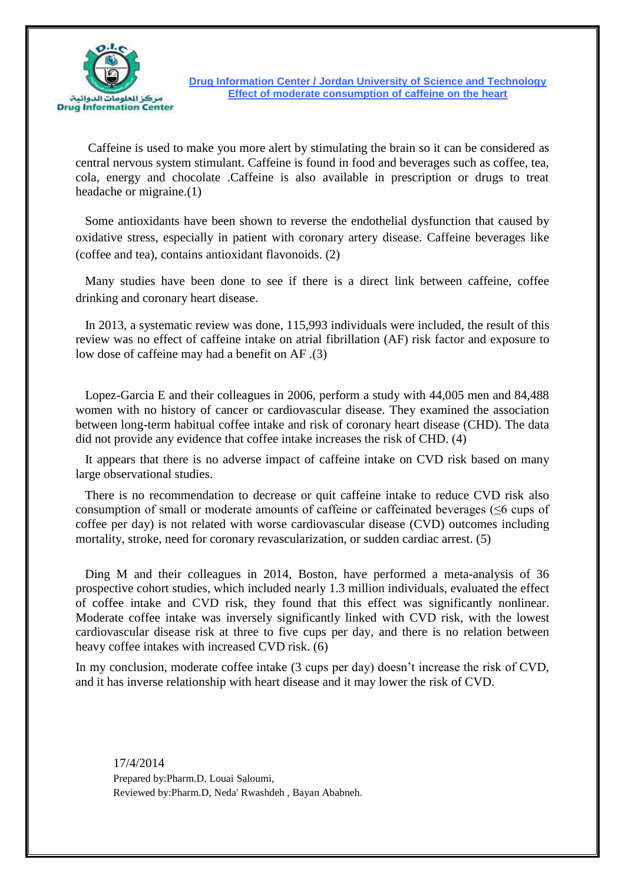مركز المعلومات الدوائية
**Drug Information Center**

## Drug Information Center / Jordan University of Science and Technology
## Effect of moderate consumption of caffeine on the heart

Caffeine is used to make you more alert by stimulating the brain so it can be considered as central nervous system stimulant. Caffeine is found in food and beverages such as coffee, tea, cola, energy and chocolate .Caffeine is also available in prescription or drugs to treat headache or migraine.(1)

Some antioxidants have been shown to reverse the endothelial dysfunction that caused by oxidative stress, especially in patient with coronary artery disease. Caffeine beverages like (coffee and tea), contains antioxidant flavonoids. (2)

Many studies have been done to see if there is a direct link between caffeine, coffee drinking and coronary heart disease.

In 2013, a systematic review was done, 115,993 individuals were included, the result of this review was no effect of caffeine intake on atrial fibrillation (AF) risk factor and exposure to low dose of caffeine may had a benefit on AF .(3)

Lopez-Garcia E and their colleagues in 2006, perform a study with 44,005 men and 84,488 women with no history of cancer or cardiovascular disease. They examined the association between long-term habitual coffee intake and risk of coronary heart disease (CHD). The data did not provide any evidence that coffee intake increases the risk of CHD. (4)

It appears that there is no adverse impact of caffeine intake on CVD risk based on many large observational studies.

There is no recommendation to decrease or quit caffeine intake to reduce CVD risk also consumption of small or moderate amounts of caffeine or caffeinated beverages (≤6 cups of coffee per day) is not related with worse cardiovascular disease (CVD) outcomes including mortality, stroke, need for coronary revascularization, or sudden cardiac arrest. (5)

Ding M and their colleagues in 2014, Boston, have performed a meta-analysis of 36 prospective cohort studies, which included nearly 1.3 million individuals, evaluated the effect of coffee intake and CVD risk, they found that this effect was significantly nonlinear. Moderate coffee intake was inversely significantly linked with CVD risk, with the lowest cardiovascular disease risk at three to five cups per day, and there is no relation between heavy coffee intakes with increased CVD risk. (6)

In my conclusion, moderate coffee intake (3 cups per day) doesn't increase the risk of CVD, and it has inverse relationship with heart disease and it may lower the risk of CVD.

17/4/2014
Prepared by:Pharm.D, Louai Saloumi,
Reviewed by:Pharm.D, Neda' Rwashdeh , Bayan Ababneh.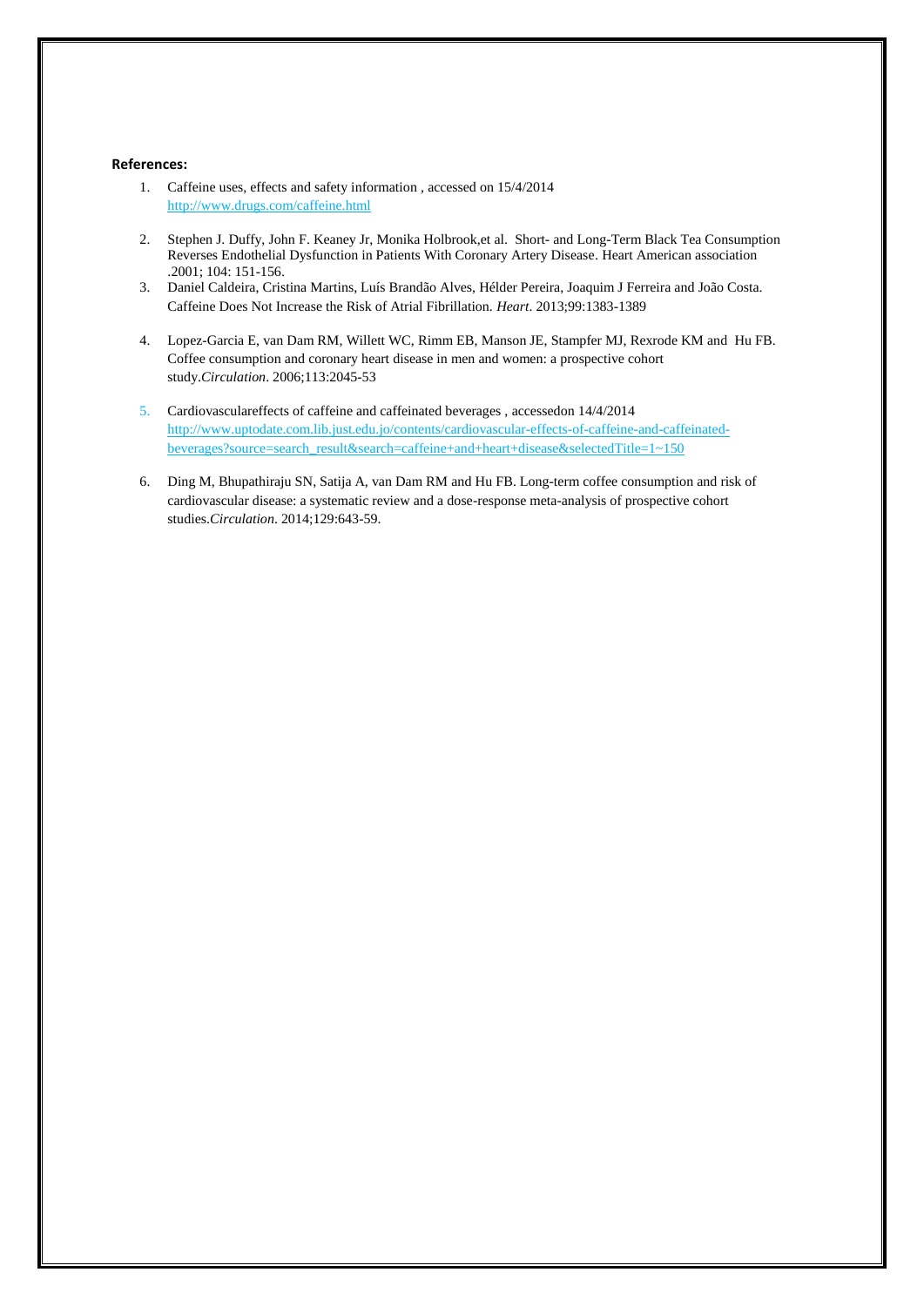**References:**

1. Caffeine uses, effects and safety information , accessed on 15/4/2014 http://www.drugs.com/caffeine.html

2. Stephen J. Duffy, John F. Keaney Jr, Monika Holbrook,et al. Short- and Long-Term Black Tea Consumption Reverses Endothelial Dysfunction in Patients With Coronary Artery Disease. Heart American association .2001; 104: 151-156.

3. Daniel Caldeira, Cristina Martins, Luís Brandão Alves, Hélder Pereira, Joaquim J Ferreira and João Costa. Caffeine Does Not Increase the Risk of Atrial Fibrillation. *Heart*. 2013;99:1383-1389

4. Lopez-Garcia E, van Dam RM, Willett WC, Rimm EB, Manson JE, Stampfer MJ, Rexrode KM and Hu FB. Coffee consumption and coronary heart disease in men and women: a prospective cohort study.*Circulation*. 2006;113:2045-53

5. Cardiovasculareffects of caffeine and caffeinated beverages , accessedon 14/4/2014 http://www.uptodate.com.lib.just.edu.jo/contents/cardiovascular-effects-of-caffeine-and-caffeinated-beverages?source=search_result&search=caffeine+and+heart+disease&selectedTitle=1~150

6. Ding M, Bhupathiraju SN, Satija A, van Dam RM and Hu FB. Long-term coffee consumption and risk of cardiovascular disease: a systematic review and a dose-response meta-analysis of prospective cohort studies.*Circulation*. 2014;129:643-59.